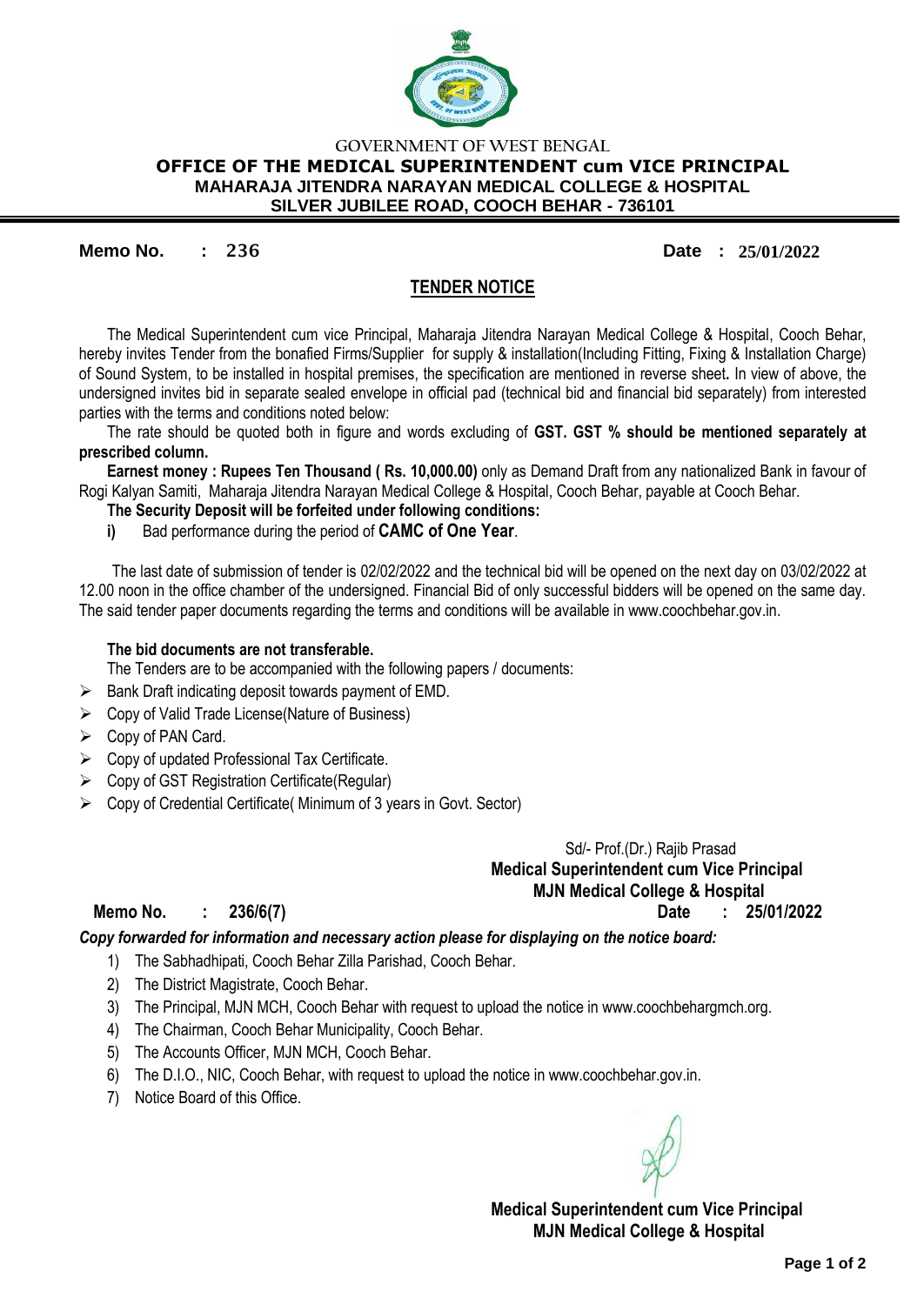GOVERNMENT OF WEST BENGAL

**OFFICE OF THE MEDICAL SUPERINTENDENT cum VICE PRINCIPAL**

**MAHARAJA JITENDRA NARAYAN MEDICAL COLLEGE & HOSPITAL**

**SILVER JUBILEE ROAD, COOCH BEHAR - 736101**

**Memo No. : 236** **Date : 25/01/2022**

## TENDER NOTICE

The Medical Superintendent cum vice Principal, Maharaja Jitendra Narayan Medical College & Hospital, Cooch Behar, hereby invites Tender from the bonafied Firms/Supplier for supply & installation(Including Fitting, Fixing & Installation Charge) of Sound System, to be installed in hospital premises, the specification are mentioned in reverse sheet**.** In view of above, the undersigned invites bid in separate sealed envelope in official pad (technical bid and financial bid separately) from interested parties with the terms and conditions noted below:

The rate should be quoted both in figure and words excluding of **GST. GST % should be mentioned separately at prescribed column.**

**Earnest money : Rupees Ten Thousand ( Rs. 10,000.00)** only as Demand Draft from any nationalized Bank in favour of Rogi Kalyan Samiti, Maharaja Jitendra Narayan Medical College & Hospital, Cooch Behar, payable at Cooch Behar.

**The Security Deposit will be forfeited under following conditions:**

**i)** Bad performance during the period of **CAMC of One Year**.

The last date of submission of tender is 02/02/2022 and the technical bid will be opened on the next day on 03/02/2022 at 12.00 noon in the office chamber of the undersigned. Financial Bid of only successful bidders will be opened on the same day. The said tender paper documents regarding the terms and conditions will be available in www.coochbehar.gov.in.

**The bid documents are not transferable.**

The Tenders are to be accompanied with the following papers / documents:

- Bank Draft indicating deposit towards payment of EMD.
- Copy of Valid Trade License(Nature of Business)
- Copy of PAN Card.
- Copy of updated Professional Tax Certificate.
- Copy of GST Registration Certificate(Regular)
- Copy of Credential Certificate( Minimum of 3 years in Govt. Sector)

Sd/- Prof.(Dr.) Rajib Prasad

**Medical Superintendent cum Vice Principal**

**MJN Medical College & Hospital**

**Memo No. : 236/6(7)** **Date : 25/01/2022**

***Copy forwarded for information and necessary action please for displaying on the notice board:***

1) The Sabhadhipati, Cooch Behar Zilla Parishad, Cooch Behar.
2) The District Magistrate, Cooch Behar.
3) The Principal, MJN MCH, Cooch Behar with request to upload the notice in www.coochbehargmch.org.
4) The Chairman, Cooch Behar Municipality, Cooch Behar.
5) The Accounts Officer, MJN MCH, Cooch Behar.
6) The D.I.O., NIC, Cooch Behar, with request to upload the notice in www.coochbehar.gov.in.
7) Notice Board of this Office.

**Medical Superintendent cum Vice Principal**

**MJN Medical College & Hospital**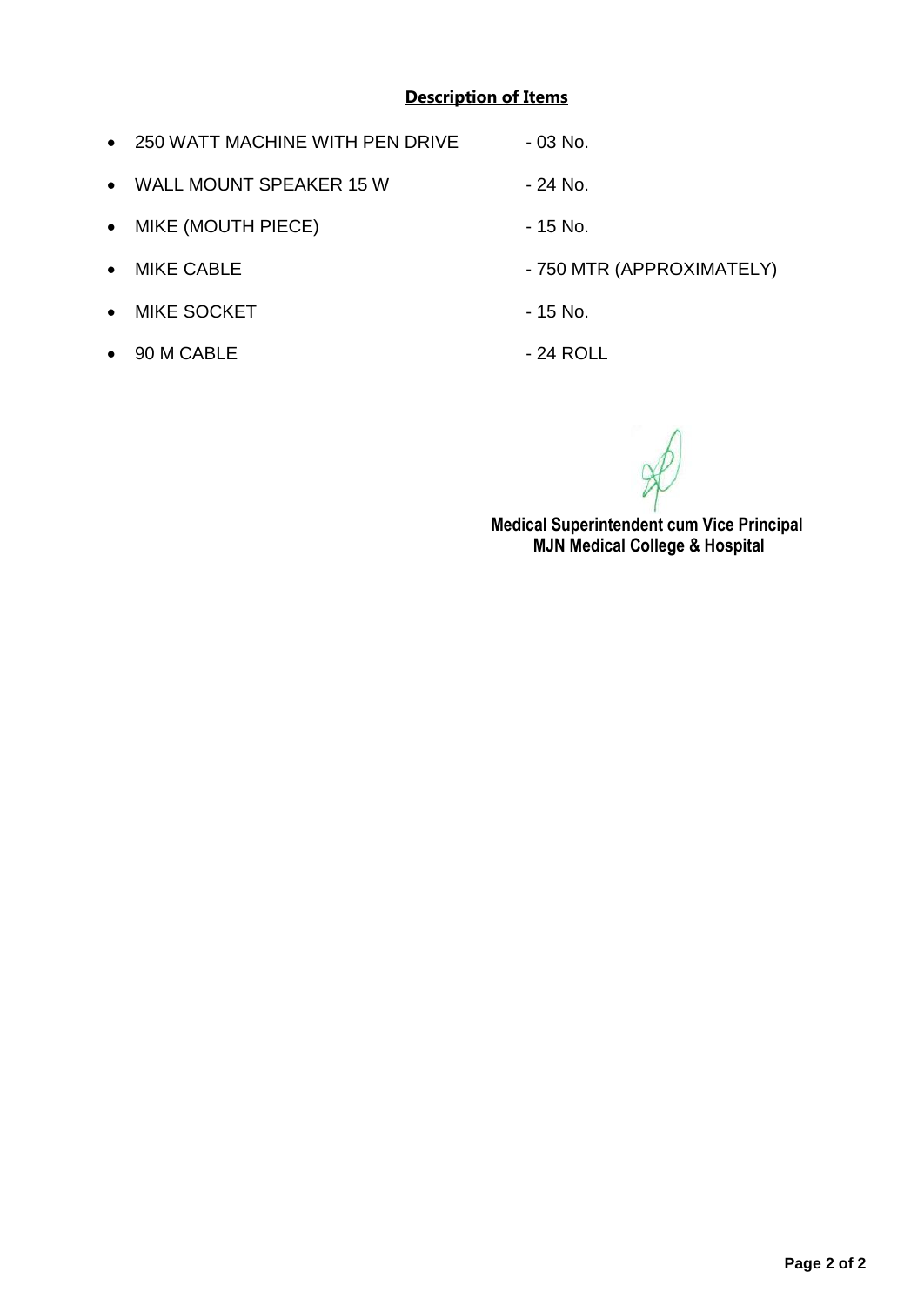**Description of Items**

- 250 WATT MACHINE WITH PEN DRIVE - 03 No.
- WALL MOUNT SPEAKER 15 W - 24 No.
- MIKE (MOUTH PIECE) - 15 No.
- MIKE CABLE - 750 MTR (APPROXIMATELY)
- MIKE SOCKET - 15 No.
- 90 M CABLE - 24 ROLL

**Medical Superintendent cum Vice Principal**
**MJN Medical College & Hospital**